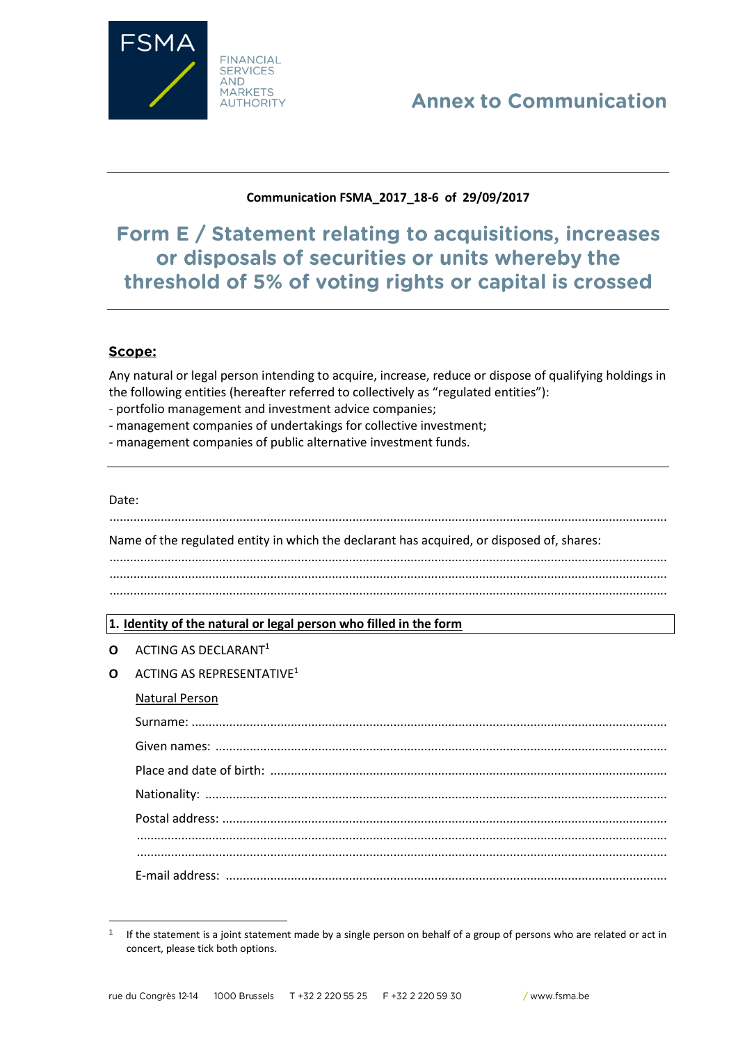FSMA

FINANCIAL SERVICES AND MARKETS AUTHORITY

# Annex to Communication

**Communication FSMA_2017_18-6 of 29/09/2017**

## Form E / Statement relating to acquisitions, increases or disposals of securities or units whereby the threshold of 5% of voting rights or capital is crossed

### Scope:

Any natural or legal person intending to acquire, increase, reduce or dispose of qualifying holdings in the following entities (hereafter referred to collectively as "regulated entities"):
- portfolio management and investment advice companies;
- management companies of undertakings for collective investment;
- management companies of public alternative investment funds.

---

Date:

.....................................................................................................................................................

Name of the regulated entity in which the declarant has acquired, or disposed of, shares:

.....................................................................................................................................................
.....................................................................................................................................................
.....................................................................................................................................................

### 1. Identity of the natural or legal person who filled in the form

**O** ACTING AS DECLARANT[1]

**O** ACTING AS REPRESENTATIVE[1]

Natural Person

Surname: .........................................................................................................................

Given names: ...................................................................................................................

Place and date of birth: ...................................................................................................

Nationality: ......................................................................................................................

Postal address: .................................................................................................................
.........................................................................................................................................
.........................................................................................................................................

E-mail address: ...............................................................................................................

---

[1] If the statement is a joint statement made by a single person on behalf of a group of persons who are related or act in concert, please tick both options.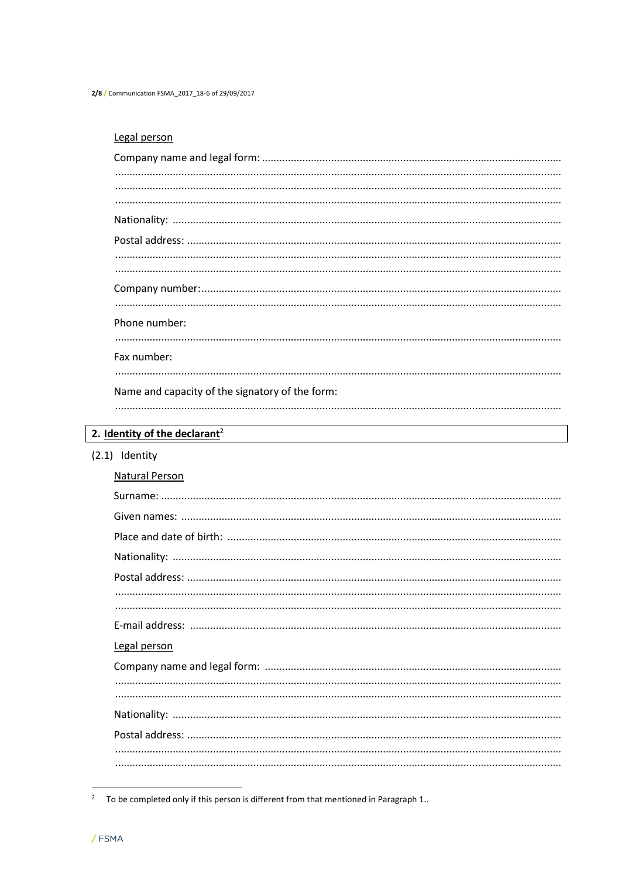Legal person

Company name and legal form: ......................................................................................................
.........................................................................................................................................
.........................................................................................................................................
.........................................................................................................................................

Nationality: ....................................................................................................................

Postal address: ...............................................................................................................
.........................................................................................................................................
.........................................................................................................................................

Company number:..........................................................................................................
.........................................................................................................................................

Phone number:
.........................................................................................................................................

Fax number:
.........................................................................................................................................

Name and capacity of the signatory of the form:
.........................................................................................................................................

## 2. Identity of the declarant[2]

(2.1) Identity

Natural Person

Surname: ........................................................................................................................

Given names: .................................................................................................................

Place and date of birth: ..................................................................................................

Nationality: ....................................................................................................................

Postal address: ...............................................................................................................
.........................................................................................................................................
.........................................................................................................................................

E-mail address: ..............................................................................................................

Legal person

Company name and legal form: .....................................................................................
.........................................................................................................................................
.........................................................................................................................................

Nationality: ....................................................................................................................

Postal address: ...............................................................................................................
.........................................................................................................................................
.........................................................................................................................................

[2] To be completed only if this person is different from that mentioned in Paragraph 1..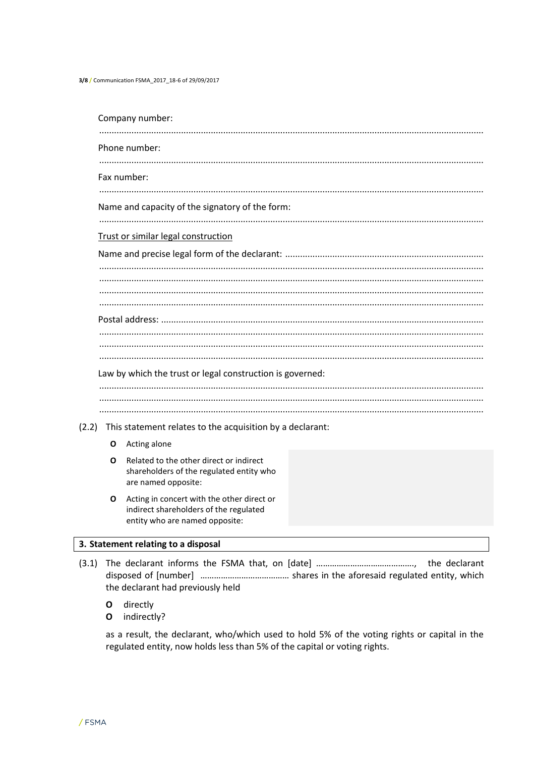Company number:

..........................................................................................................................................................

Phone number:

..........................................................................................................................................................

Fax number:

..........................................................................................................................................................

Name and capacity of the signatory of the form:

..........................................................................................................................................................

Trust or similar legal construction

Name and precise legal form of the declarant: ..............................................................................
..........................................................................................................................................................
..........................................................................................................................................................
..........................................................................................................................................................
..........................................................................................................................................................

Postal address: ................................................................................................................................
..........................................................................................................................................................
..........................................................................................................................................................
..........................................................................................................................................................

Law by which the trust or legal construction is governed:

..........................................................................................................................................................
..........................................................................................................................................................
..........................................................................................................................................................

(2.2) This statement relates to the acquisition by a declarant:

- **O** Acting alone
- **O** Related to the other direct or indirect shareholders of the regulated entity who are named opposite:
- **O** Acting in concert with the other direct or indirect shareholders of the regulated entity who are named opposite:

## 3. Statement relating to a disposal

(3.1) The declarant informs the FSMA that, on [date] ……………………………………, the declarant disposed of [number] ………………………………… shares in the aforesaid regulated entity, which the declarant had previously held

- **O** directly
- **O** indirectly?

as a result, the declarant, who/which used to hold 5% of the voting rights or capital in the regulated entity, now holds less than 5% of the capital or voting rights.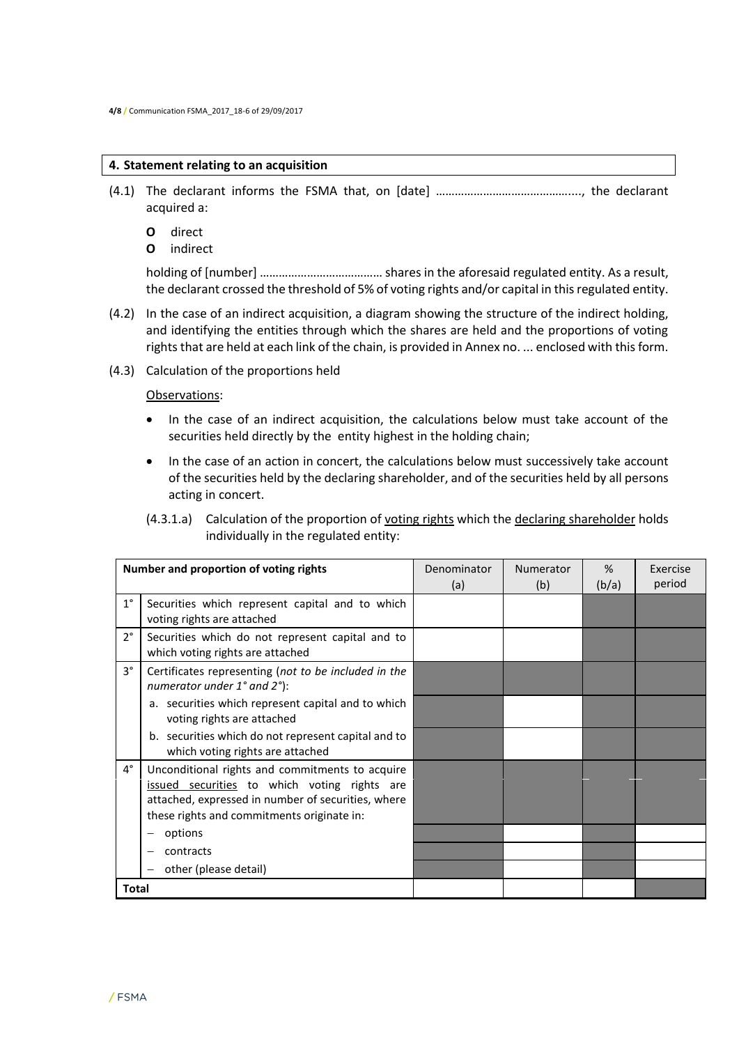## 4. Statement relating to an acquisition

(4.1) The declarant informs the FSMA that, on [date] ………………………………….., the declarant acquired a:

- O direct
- O indirect

holding of [number] ………………………………… shares in the aforesaid regulated entity. As a result, the declarant crossed the threshold of 5% of voting rights and/or capital in this regulated entity.

(4.2) In the case of an indirect acquisition, a diagram showing the structure of the indirect holding, and identifying the entities through which the shares are held and the proportions of voting rights that are held at each link of the chain, is provided in Annex no. ... enclosed with this form.

(4.3) Calculation of the proportions held

Observations:

- In the case of an indirect acquisition, the calculations below must take account of the securities held directly by the entity highest in the holding chain;
- In the case of an action in concert, the calculations below must successively take account of the securities held by the declaring shareholder, and of the securities held by all persons acting in concert.

(4.3.1.a) Calculation of the proportion of voting rights which the declaring shareholder holds individually in the regulated entity:

| Number and proportion of voting rights | | Denominator (a) | Numerator (b) | % (b/a) | Exercise period |
|---|---|---|---|---|---|
| 1° | Securities which represent capital and to which voting rights are attached | | | | |
| 2° | Securities which do not represent capital and to which voting rights are attached | | | | |
| 3° | Certificates representing (*not to be included in the numerator under 1° and 2°*): | | | | |
| | a. securities which represent capital and to which voting rights are attached | | | | |
| | b. securities which do not represent capital and to which voting rights are attached | | | | |
| 4° | Unconditional rights and commitments to acquire issued securities to which voting rights are attached, expressed in number of securities, where these rights and commitments originate in: | | | | |
| | – options | | | | |
| | – contracts | | | | |
| | – other (please detail) | | | | |
| Total | | | | | |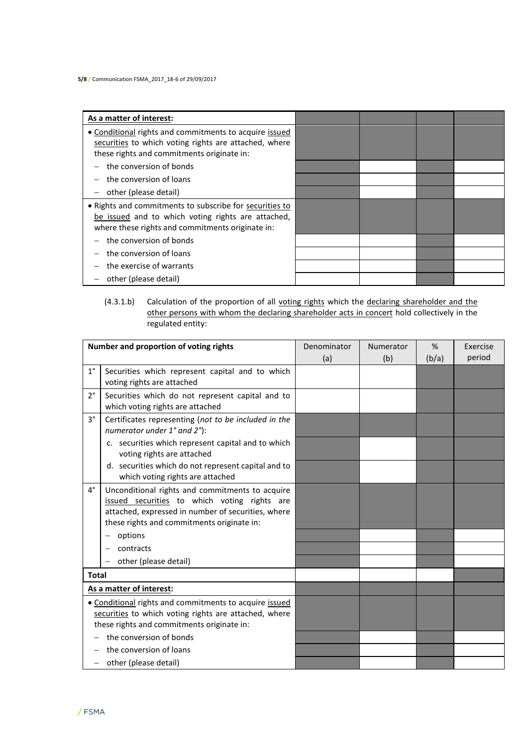| As a matter of interest: | | | | |
|---|---|---|---|---|
| • Conditional rights and commitments to acquire issued securities to which voting rights are attached, where these rights and commitments originate in: | | | | |
| – the conversion of bonds | | | | |
| – the conversion of loans | | | | |
| – other (please detail) | | | | |
| • Rights and commitments to subscribe for securities to be issued and to which voting rights are attached, where these rights and commitments originate in: | | | | |
| – the conversion of bonds | | | | |
| – the conversion of loans | | | | |
| – the exercise of warrants | | | | |
| – other (please detail) | | | | |

(4.3.1.b) Calculation of the proportion of all voting rights which the declaring shareholder and the other persons with whom the declaring shareholder acts in concert hold collectively in the regulated entity:

| Number and proportion of voting rights | | Denominator (a) | Numerator (b) | % (b/a) | Exercise period |
|---|---|---|---|---|---|
| 1° | Securities which represent capital and to which voting rights are attached | | | | |
| 2° | Securities which do not represent capital and to which voting rights are attached | | | | |
| 3° | Certificates representing (*not to be included in the numerator under 1° and 2°*): | | | | |
| | c. securities which represent capital and to which voting rights are attached | | | | |
| | d. securities which do not represent capital and to which voting rights are attached | | | | |
| 4° | Unconditional rights and commitments to acquire issued securities to which voting rights are attached, expressed in number of securities, where these rights and commitments originate in: | | | | |
| | – options | | | | |
| | – contracts | | | | |
| | – other (please detail) | | | | |
| **Total** | | | | | |
| **As a matter of interest:** | | | | | |
| • Conditional rights and commitments to acquire issued securities to which voting rights are attached, where these rights and commitments originate in: | | | | | |
| – the conversion of bonds | | | | | |
| – the conversion of loans | | | | | |
| – other (please detail) | | | | | |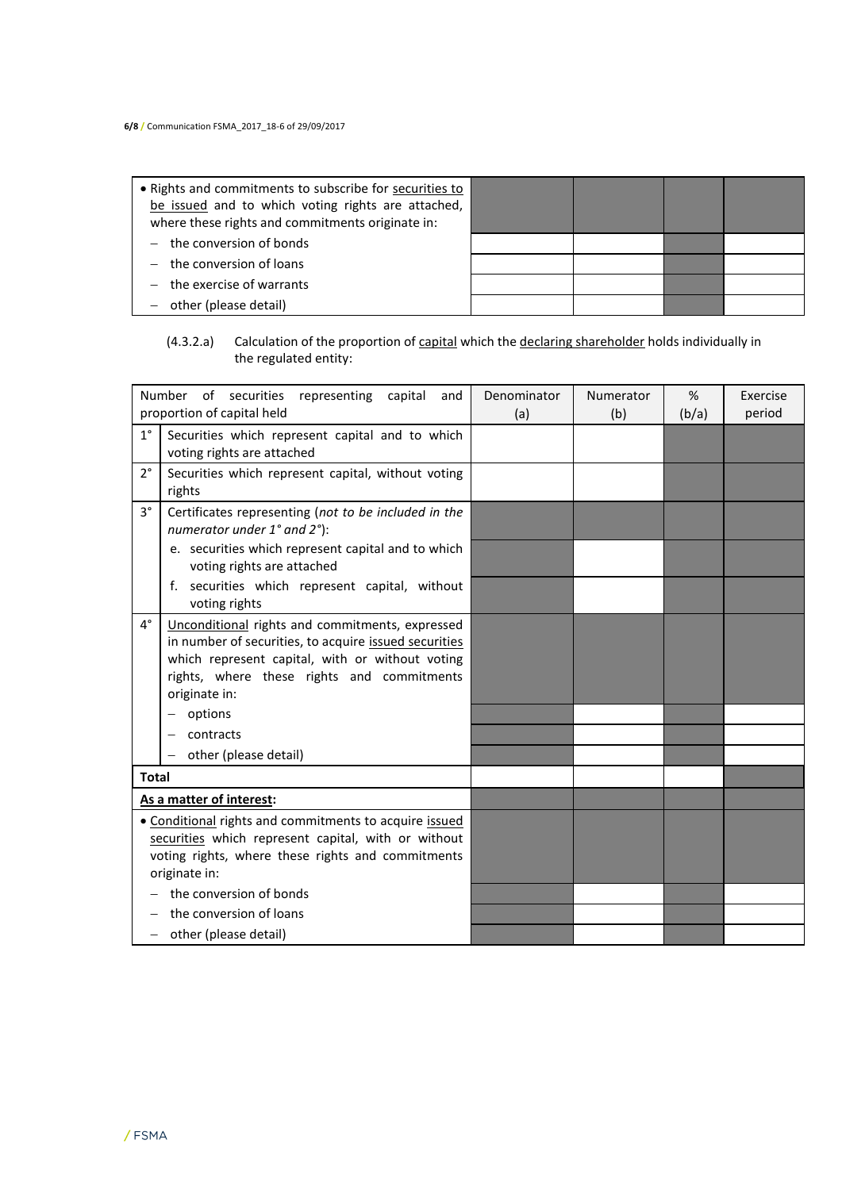| | | | | |
|---|---|---|---|---|
| • Rights and commitments to subscribe for securities to be issued and to which voting rights are attached, where these rights and commitments originate in: | | | | |
| – the conversion of bonds | | | | |
| – the conversion of loans | | | | |
| – the exercise of warrants | | | | |
| – other (please detail) | | | | |

(4.3.2.a) Calculation of the proportion of capital which the declaring shareholder holds individually in the regulated entity:

| Number of securities representing capital and proportion of capital held | | Denominator (a) | Numerator (b) | % (b/a) | Exercise period |
|---|---|---|---|---|---|
| 1° | Securities which represent capital and to which voting rights are attached | | | | |
| 2° | Securities which represent capital, without voting rights | | | | |
| 3° | Certificates representing (*not to be included in the numerator under 1° and 2°*): | | | | |
| | e. securities which represent capital and to which voting rights are attached | | | | |
| | f. securities which represent capital, without voting rights | | | | |
| 4° | Unconditional rights and commitments, expressed in number of securities, to acquire issued securities which represent capital, with or without voting rights, where these rights and commitments originate in: | | | | |
| | – options | | | | |
| | – contracts | | | | |
| | – other (please detail) | | | | |
| **Total** | | | | | |
| **As a matter of interest:** | | | | | |
| • Conditional rights and commitments to acquire issued securities which represent capital, with or without voting rights, where these rights and commitments originate in: | | | | | |
| – the conversion of bonds | | | | | |
| – the conversion of loans | | | | | |
| – other (please detail) | | | | | |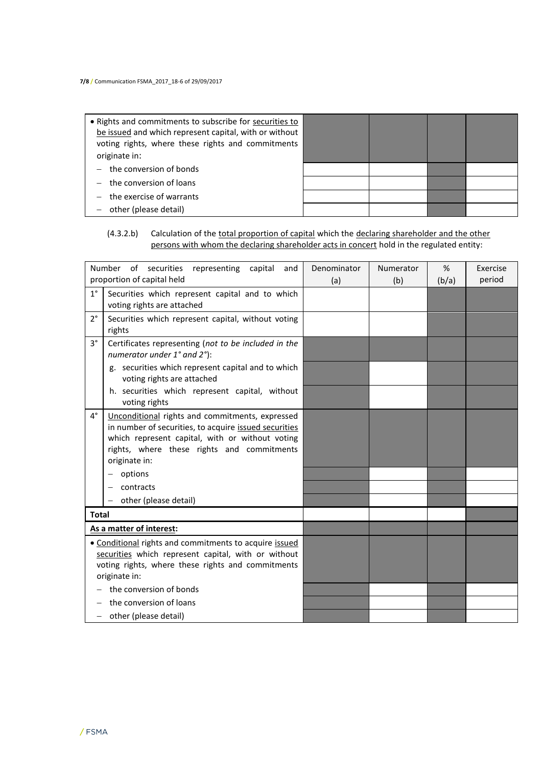| | | | | |
|---|---|---|---|---|
| • Rights and commitments to subscribe for securities to be issued and which represent capital, with or without voting rights, where these rights and commitments originate in: | | | | |
| – the conversion of bonds | | | | |
| – the conversion of loans | | | | |
| – the exercise of warrants | | | | |
| – other (please detail) | | | | |

(4.3.2.b) Calculation of the total proportion of capital which the declaring shareholder and the other persons with whom the declaring shareholder acts in concert hold in the regulated entity:

| Number of securities representing capital and proportion of capital held | | Denominator (a) | Numerator (b) | % (b/a) | Exercise period |
|---|---|---|---|---|---|
| 1° | Securities which represent capital and to which voting rights are attached | | | | |
| 2° | Securities which represent capital, without voting rights | | | | |
| 3° | Certificates representing (*not to be included in the numerator under 1° and 2°*): | | | | |
| | g. securities which represent capital and to which voting rights are attached | | | | |
| | h. securities which represent capital, without voting rights | | | | |
| 4° | Unconditional rights and commitments, expressed in number of securities, to acquire issued securities which represent capital, with or without voting rights, where these rights and commitments originate in: | | | | |
| | – options | | | | |
| | – contracts | | | | |
| | – other (please detail) | | | | |
| **Total** | | | | | |
| **As a matter of interest:** | | | | | |
| • Conditional rights and commitments to acquire issued securities which represent capital, with or without voting rights, where these rights and commitments originate in: | | | | | |
| – the conversion of bonds | | | | | |
| – the conversion of loans | | | | | |
| – other (please detail) | | | | | |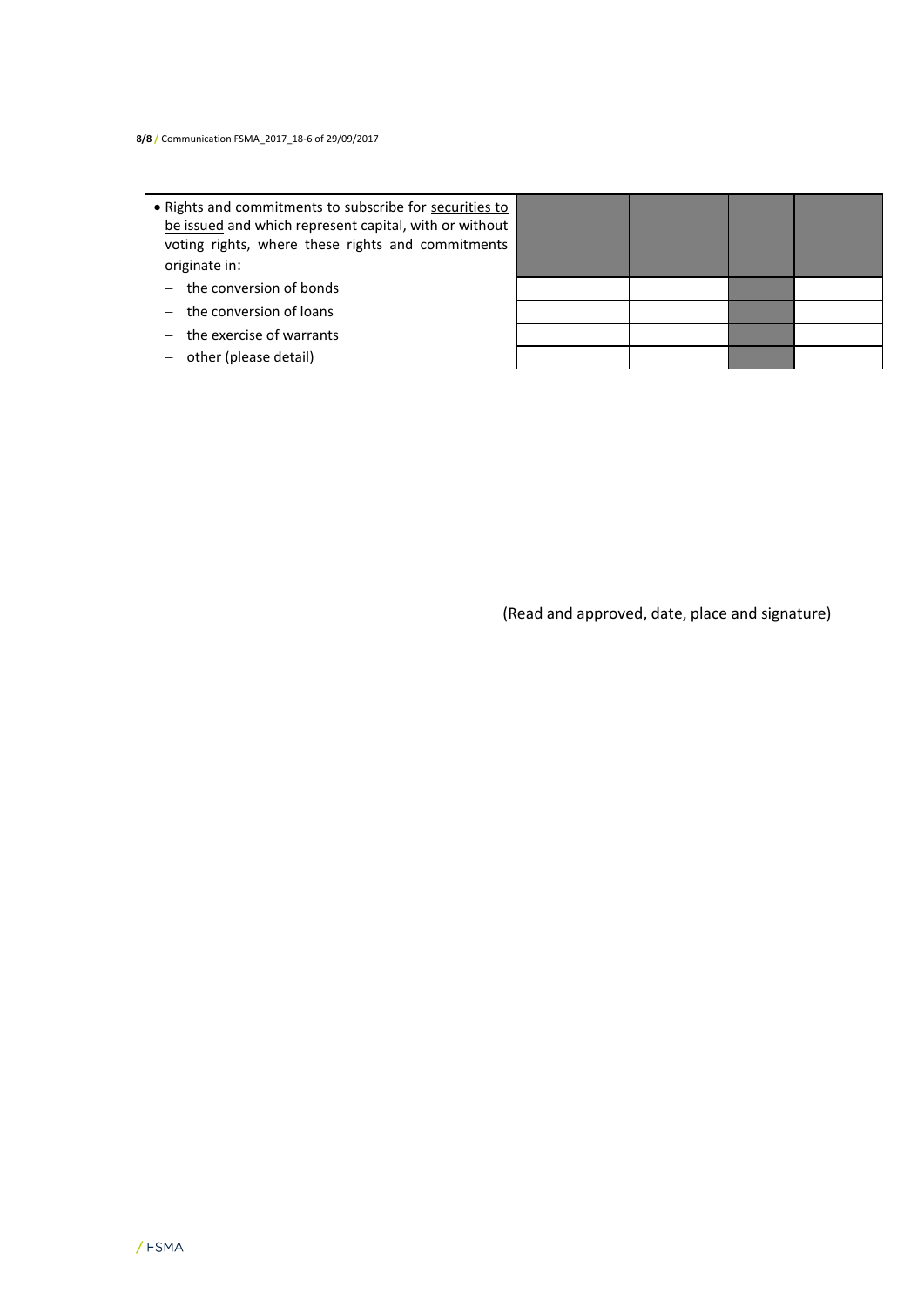| | | | | |
|---|---|---|---|---|
| • Rights and commitments to subscribe for <u>securities to be issued</u> and which represent capital, with or without voting rights, where these rights and commitments originate in: | | | | |
| – the conversion of bonds | | | | |
| – the conversion of loans | | | | |
| – the exercise of warrants | | | | |
| – other (please detail) | | | | |

(Read and approved, date, place and signature)